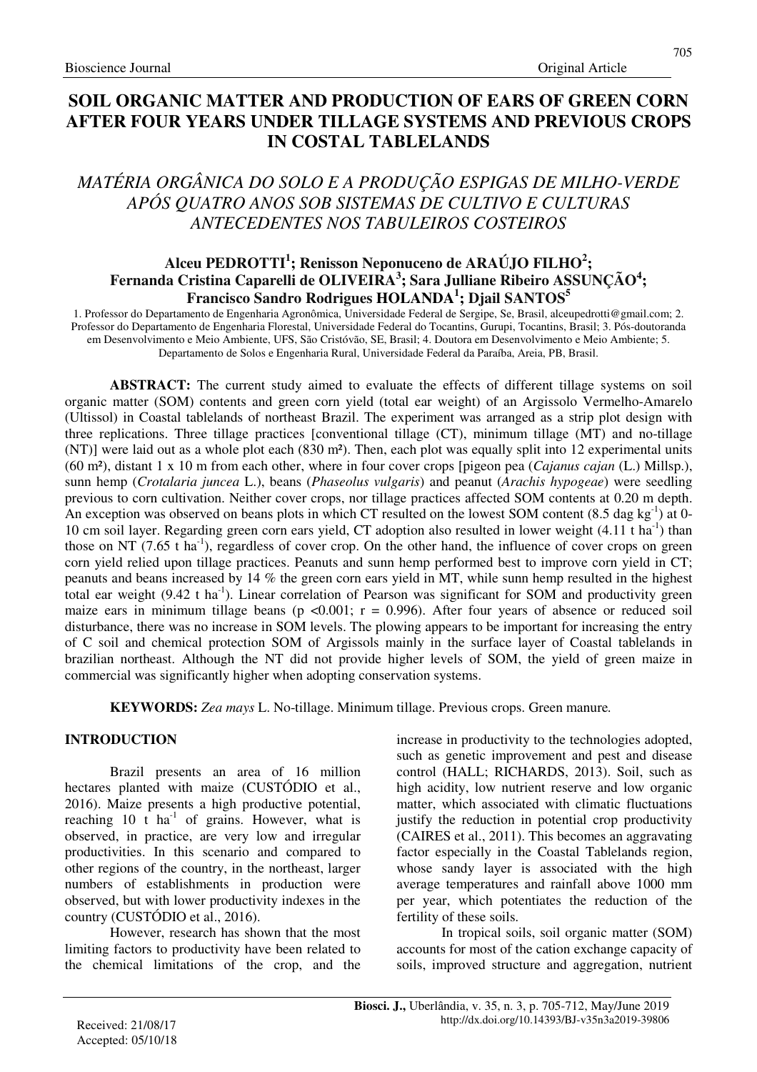# SOIL ORGANIC MATTER AND PRODUCTION OF EARS OF GREEN CORN AFTER FOUR YEARS UNDER TILLAGE SYSTEMS AND PREVIOUS CROPS IN COSTAL TABLELANDS

## *MATÉRIA ORGÂNICA DO SOLO E A PRODUÇÃO ESPIGAS DE MILHO-VERDE APÓS QUATRO ANOS SOB SISTEMAS DE CULTIVO E CULTURAS ANTECEDENTES NOS TABULEIROS COSTEIROS*

**Alceu PEDROTTI[1]; Renisson Neponuceno de ARAÚJO FILHO[2]; Fernanda Cristina Caparelli de OLIVEIRA[3]; Sara Julliane Ribeiro ASSUNÇÃO[4]; Francisco Sandro Rodrigues HOLANDA[1]; Djail SANTOS[5]**

1. Professor do Departamento de Engenharia Agronômica, Universidade Federal de Sergipe, Se, Brasil, alceupedrotti@gmail.com; 2. Professor do Departamento de Engenharia Florestal, Universidade Federal do Tocantins, Gurupi, Tocantins, Brasil; 3. Pós-doutoranda em Desenvolvimento e Meio Ambiente, UFS, São Cristóvão, SE, Brasil; 4. Doutora em Desenvolvimento e Meio Ambiente; 5. Departamento de Solos e Engenharia Rural, Universidade Federal da Paraíba, Areia, PB, Brasil.

**ABSTRACT:** The current study aimed to evaluate the effects of different tillage systems on soil organic matter (SOM) contents and green corn yield (total ear weight) of an Argissolo Vermelho-Amarelo (Ultissol) in Coastal tablelands of northeast Brazil. The experiment was arranged as a strip plot design with three replications. Three tillage practices [conventional tillage (CT), minimum tillage (MT) and no-tillage (NT)] were laid out as a whole plot each (830 m²). Then, each plot was equally split into 12 experimental units (60 m²), distant 1 x 10 m from each other, where in four cover crops [pigeon pea (*Cajanus cajan* (L.) Millsp.), sunn hemp (*Crotalaria juncea* L.), beans (*Phaseolus vulgaris*) and peanut (*Arachis hypogeae*) were seedling previous to corn cultivation. Neither cover crops, nor tillage practices affected SOM contents at 0.20 m depth. An exception was observed on beans plots in which CT resulted on the lowest SOM content (8.5 dag kg$^{-1}$) at 0-10 cm soil layer. Regarding green corn ears yield, CT adoption also resulted in lower weight (4.11 t ha$^{-1}$) than those on NT (7.65 t ha$^{-1}$), regardless of cover crop. On the other hand, the influence of cover crops on green corn yield relied upon tillage practices. Peanuts and sunn hemp performed best to improve corn yield in CT; peanuts and beans increased by 14 % the green corn ears yield in MT, while sunn hemp resulted in the highest total ear weight (9.42 t ha$^{-1}$). Linear correlation of Pearson was significant for SOM and productivity green maize ears in minimum tillage beans ($p < 0.001$; $r = 0.996$). After four years of absence or reduced soil disturbance, there was no increase in SOM levels. The plowing appears to be important for increasing the entry of C soil and chemical protection SOM of Argissols mainly in the surface layer of Coastal tablelands in brazilian northeast. Although the NT did not provide higher levels of SOM, the yield of green maize in commercial was significantly higher when adopting conservation systems.

**KEYWORDS:** *Zea mays* L. No-tillage. Minimum tillage. Previous crops. Green manure.

## INTRODUCTION

Brazil presents an area of 16 million hectares planted with maize (CUSTÓDIO et al., 2016). Maize presents a high productive potential, reaching 10 t ha$^{-1}$ of grains. However, what is observed, in practice, are very low and irregular productivities. In this scenario and compared to other regions of the country, in the northeast, larger numbers of establishments in production were observed, but with lower productivity indexes in the country (CUSTÓDIO et al., 2016).

However, research has shown that the most limiting factors to productivity have been related to the chemical limitations of the crop, and the increase in productivity to the technologies adopted, such as genetic improvement and pest and disease control (HALL; RICHARDS, 2013). Soil, such as high acidity, low nutrient reserve and low organic matter, which associated with climatic fluctuations justify the reduction in potential crop productivity (CAIRES et al., 2011). This becomes an aggravating factor especially in the Coastal Tablelands region, whose sandy layer is associated with the high average temperatures and rainfall above 1000 mm per year, which potentiates the reduction of the fertility of these soils.

In tropical soils, soil organic matter (SOM) accounts for most of the cation exchange capacity of soils, improved structure and aggregation, nutrient

Received: 21/08/17
Accepted: 05/10/18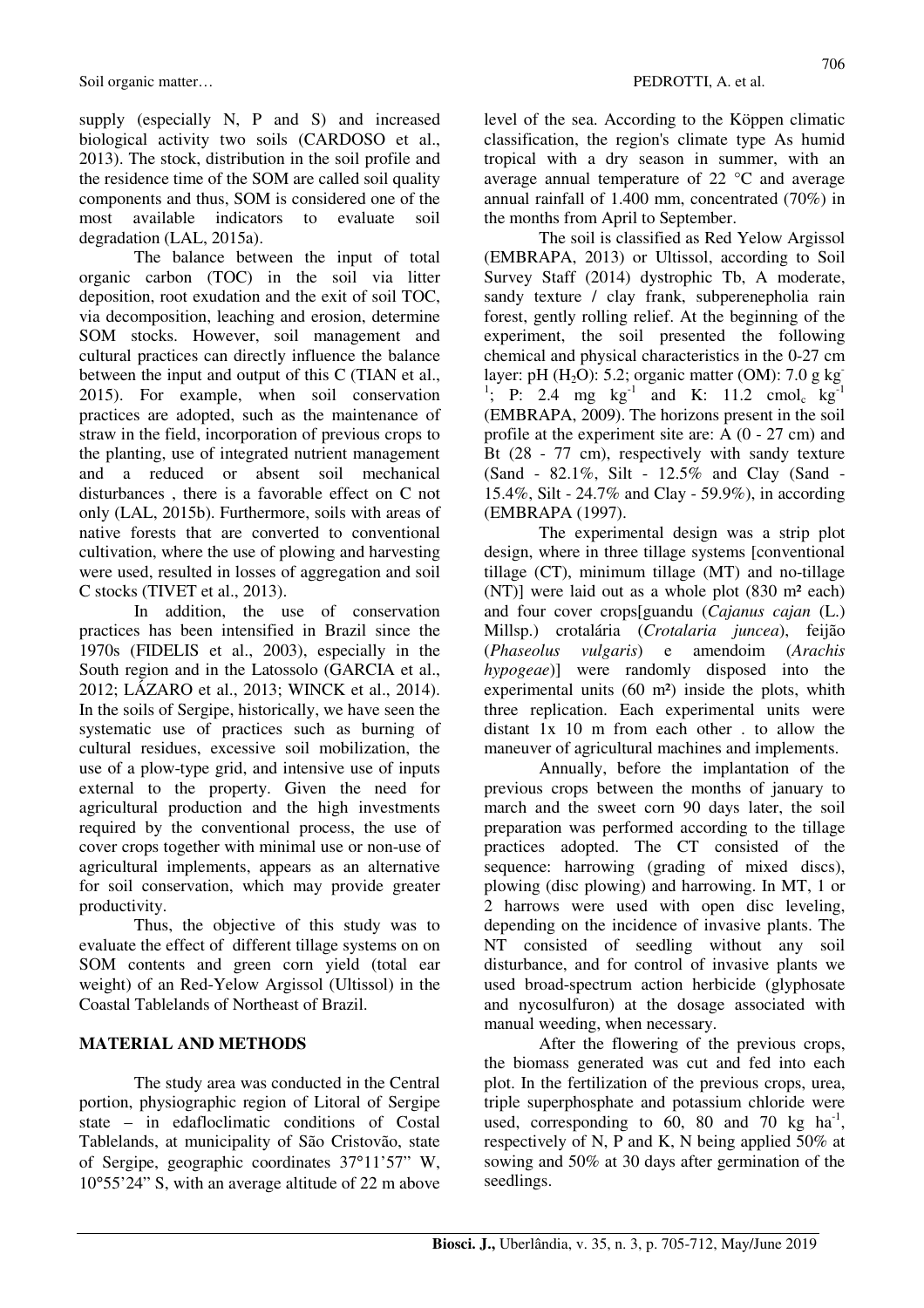supply (especially N, P and S) and increased biological activity two soils (CARDOSO et al., 2013). The stock, distribution in the soil profile and the residence time of the SOM are called soil quality components and thus, SOM is considered one of the most available indicators to evaluate soil degradation (LAL, 2015a).

The balance between the input of total organic carbon (TOC) in the soil via litter deposition, root exudation and the exit of soil TOC, via decomposition, leaching and erosion, determine SOM stocks. However, soil management and cultural practices can directly influence the balance between the input and output of this C (TIAN et al., 2015). For example, when soil conservation practices are adopted, such as the maintenance of straw in the field, incorporation of previous crops to the planting, use of integrated nutrient management and a reduced or absent soil mechanical disturbances , there is a favorable effect on C not only (LAL, 2015b). Furthermore, soils with areas of native forests that are converted to conventional cultivation, where the use of plowing and harvesting were used, resulted in losses of aggregation and soil C stocks (TIVET et al., 2013).

In addition, the use of conservation practices has been intensified in Brazil since the 1970s (FIDELIS et al., 2003), especially in the South region and in the Latossolo (GARCIA et al., 2012; LÁZARO et al., 2013; WINCK et al., 2014). In the soils of Sergipe, historically, we have seen the systematic use of practices such as burning of cultural residues, excessive soil mobilization, the use of a plow-type grid, and intensive use of inputs external to the property. Given the need for agricultural production and the high investments required by the conventional process, the use of cover crops together with minimal use or non-use of agricultural implements, appears as an alternative for soil conservation, which may provide greater productivity.

Thus, the objective of this study was to evaluate the effect of different tillage systems on on SOM contents and green corn yield (total ear weight) of an Red-Yelow Argissol (Ultissol) in the Coastal Tablelands of Northeast of Brazil.

## MATERIAL AND METHODS

The study area was conducted in the Central portion, physiographic region of Litoral of Sergipe state – in edafloclimatic conditions of Costal Tablelands, at municipality of São Cristovão, state of Sergipe, geographic coordinates 37°11'57" W, 10°55'24" S, with an average altitude of 22 m above level of the sea. According to the Köppen climatic classification, the region's climate type As humid tropical with a dry season in summer, with an average annual temperature of 22 °C and average annual rainfall of 1.400 mm, concentrated (70%) in the months from April to September.

The soil is classified as Red Yelow Argissol (EMBRAPA, 2013) or Ultissol, according to Soil Survey Staff (2014) dystrophic Tb, A moderate, sandy texture / clay frank, subperenepholia rain forest, gently rolling relief. At the beginning of the experiment, the soil presented the following chemical and physical characteristics in the 0-27 cm layer: pH ($H_2O$): 5.2; organic matter (OM): 7.0 g $kg^{-1}$; P: 2.4 mg $kg^{-1}$ and K: 11.2 $cmol_c$ $kg^{-1}$ (EMBRAPA, 2009). The horizons present in the soil profile at the experiment site are: A (0 - 27 cm) and Bt (28 - 77 cm), respectively with sandy texture (Sand - 82.1%, Silt - 12.5% and Clay (Sand - 15.4%, Silt - 24.7% and Clay - 59.9%), in according (EMBRAPA (1997).

The experimental design was a strip plot design, where in three tillage systems [conventional tillage (CT), minimum tillage (MT) and no-tillage (NT)] were laid out as a whole plot (830 m² each) and four cover crops[guandu (*Cajanus cajan* (L.) Millsp.) crotalária (*Crotalaria juncea*), feijão (*Phaseolus vulgaris*) e amendoim (*Arachis hypogeae*)] were randomly disposed into the experimental units (60 m²) inside the plots, whith three replication. Each experimental units were distant 1x 10 m from each other . to allow the maneuver of agricultural machines and implements.

Annually, before the implantation of the previous crops between the months of january to march and the sweet corn 90 days later, the soil preparation was performed according to the tillage practices adopted. The CT consisted of the sequence: harrowing (grading of mixed discs), plowing (disc plowing) and harrowing. In MT, 1 or 2 harrows were used with open disc leveling, depending on the incidence of invasive plants. The NT consisted of seedling without any soil disturbance, and for control of invasive plants we used broad-spectrum action herbicide (glyphosate and nycosulfuron) at the dosage associated with manual weeding, when necessary.

After the flowering of the previous crops, the biomass generated was cut and fed into each plot. In the fertilization of the previous crops, urea, triple superphosphate and potassium chloride were used, corresponding to 60, 80 and 70 kg $ha^{-1}$, respectively of N, P and K, N being applied 50% at sowing and 50% at 30 days after germination of the seedlings.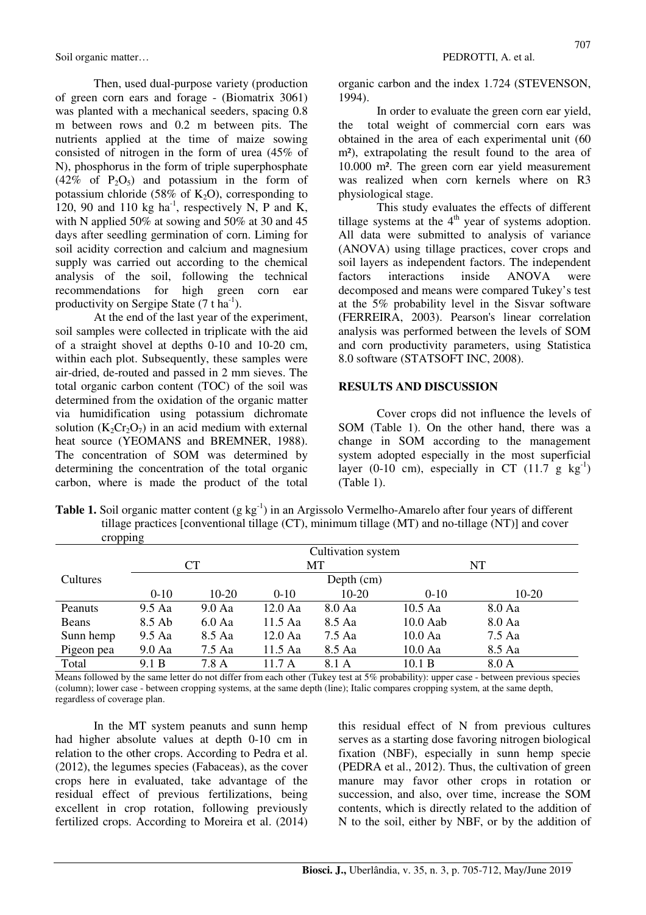Then, used dual-purpose variety (production of green corn ears and forage - (Biomatrix 3061) was planted with a mechanical seeders, spacing 0.8 m between rows and 0.2 m between pits. The nutrients applied at the time of maize sowing consisted of nitrogen in the form of urea (45% of N), phosphorus in the form of triple superphosphate (42% of $P_2O_5$) and potassium in the form of potassium chloride (58% of $K_2O$), corresponding to 120, 90 and 110 kg ha$^{-1}$, respectively N, P and K, with N applied 50% at sowing and 50% at 30 and 45 days after seedling germination of corn. Liming for soil acidity correction and calcium and magnesium supply was carried out according to the chemical analysis of the soil, following the technical recommendations for high green corn ear productivity on Sergipe State (7 t ha$^{-1}$).

At the end of the last year of the experiment, soil samples were collected in triplicate with the aid of a straight shovel at depths 0-10 and 10-20 cm, within each plot. Subsequently, these samples were air-dried, de-routed and passed in 2 mm sieves. The total organic carbon content (TOC) of the soil was determined from the oxidation of the organic matter via humidification using potassium dichromate solution ($K_2Cr_2O_7$) in an acid medium with external heat source (YEOMANS and BREMNER, 1988). The concentration of SOM was determined by determining the concentration of the total organic carbon, where is made the product of the total organic carbon and the index 1.724 (STEVENSON, 1994).

In order to evaluate the green corn ear yield, the total weight of commercial corn ears was obtained in the area of each experimental unit (60 m²), extrapolating the result found to the area of 10.000 m². The green corn ear yield measurement was realized when corn kernels where on R3 physiological stage.

This study evaluates the effects of different tillage systems at the 4$^{th}$ year of systems adoption. All data were submitted to analysis of variance (ANOVA) using tillage practices, cover crops and soil layers as independent factors. The independent factors interactions inside ANOVA were decomposed and means were compared Tukey's test at the 5% probability level in the Sisvar software (FERREIRA, 2003). Pearson's linear correlation analysis was performed between the levels of SOM and corn productivity parameters, using Statistica 8.0 software (STATSOFT INC, 2008).

## RESULTS AND DISCUSSION

Cover crops did not influence the levels of SOM (Table 1). On the other hand, there was a change in SOM according to the management system adopted especially in the most superficial layer (0-10 cm), especially in CT (11.7 g kg$^{-1}$) (Table 1).

**Table 1.** Soil organic matter content (g kg$^{-1}$) in an Argissolo Vermelho-Amarelo after four years of different tillage practices [conventional tillage (CT), minimum tillage (MT) and no-tillage (NT)] and cover cropping

| Cultures | Cultivation system | | | | | |
|---|---|---|---|---|---|---|
| | CT | | MT | | NT | |
| | Depth (cm) | | | | | |
| | 0-10 | 10-20 | 0-10 | 10-20 | 0-10 | 10-20 |
| Peanuts | 9.5 Aa | 9.0 Aa | 12.0 Aa | 8.0 Aa | 10.5 Aa | 8.0 Aa |
| Beans | 8.5 Ab | 6.0 Aa | 11.5 Aa | 8.5 Aa | 10.0 Aab | 8.0 Aa |
| Sunn hemp | 9.5 Aa | 8.5 Aa | 12.0 Aa | 7.5 Aa | 10.0 Aa | 7.5 Aa |
| Pigeon pea | 9.0 Aa | 7.5 Aa | 11.5 Aa | 8.5 Aa | 10.0 Aa | 8.5 Aa |
| Total | 9.1 B | 7.8 A | 11.7 A | 8.1 A | 10.1 B | 8.0 A |

Means followed by the same letter do not differ from each other (Tukey test at 5% probability): upper case - between previous species (column); lower case - between cropping systems, at the same depth (line); Italic compares cropping system, at the same depth, regardless of coverage plan.

In the MT system peanuts and sunn hemp had higher absolute values at depth 0-10 cm in relation to the other crops. According to Pedra et al. (2012), the legumes species (Fabaceas), as the cover crops here in evaluated, take advantage of the residual effect of previous fertilizations, being excellent in crop rotation, following previously fertilized crops. According to Moreira et al. (2014) this residual effect of N from previous cultures serves as a starting dose favoring nitrogen biological fixation (NBF), especially in sunn hemp specie (PEDRA et al., 2012). Thus, the cultivation of green manure may favor other crops in rotation or succession, and also, over time, increase the SOM contents, which is directly related to the addition of N to the soil, either by NBF, or by the addition of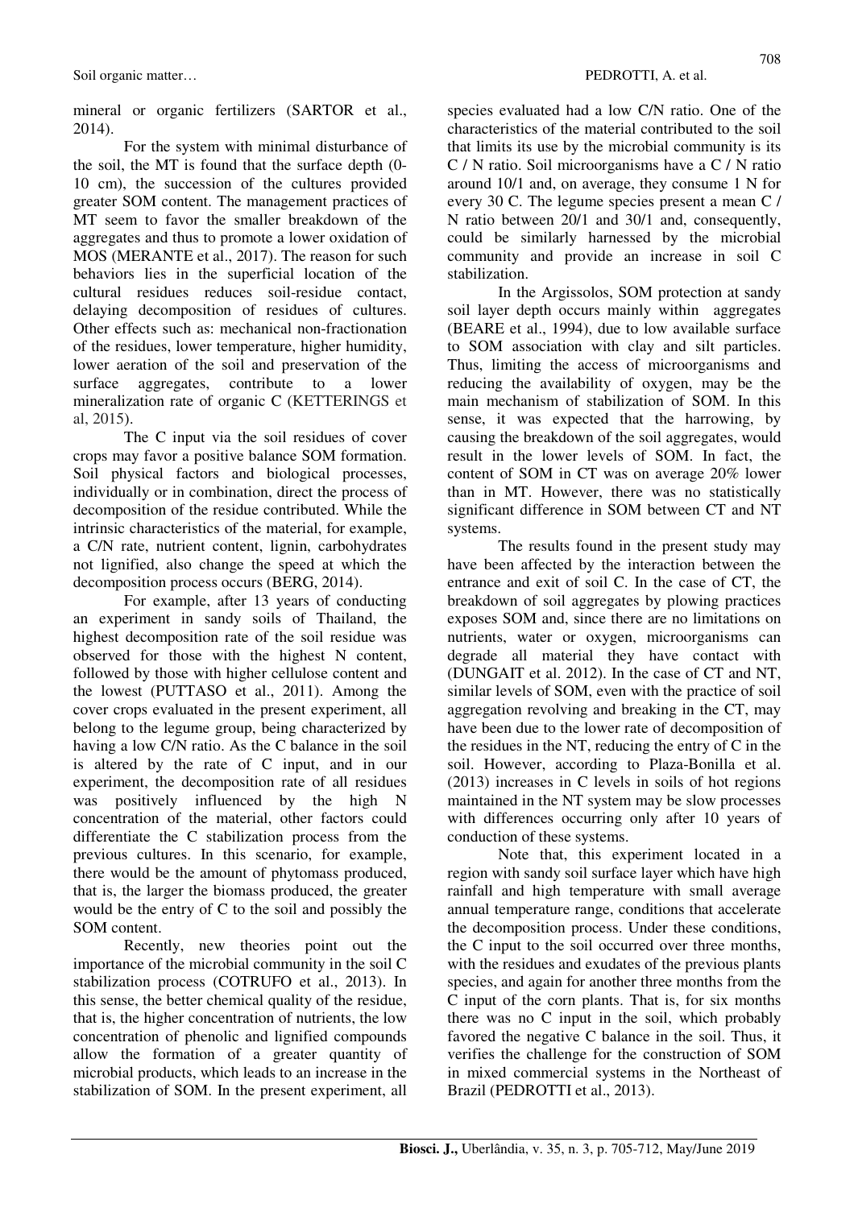mineral or organic fertilizers (SARTOR et al., 2014).

For the system with minimal disturbance of the soil, the MT is found that the surface depth (0-10 cm), the succession of the cultures provided greater SOM content. The management practices of MT seem to favor the smaller breakdown of the aggregates and thus to promote a lower oxidation of MOS (MERANTE et al., 2017). The reason for such behaviors lies in the superficial location of the cultural residues reduces soil-residue contact, delaying decomposition of residues of cultures. Other effects such as: mechanical non-fractionation of the residues, lower temperature, higher humidity, lower aeration of the soil and preservation of the surface aggregates, contribute to a lower mineralization rate of organic C (KETTERINGS et al, 2015).

The C input via the soil residues of cover crops may favor a positive balance SOM formation. Soil physical factors and biological processes, individually or in combination, direct the process of decomposition of the residue contributed. While the intrinsic characteristics of the material, for example, a C/N rate, nutrient content, lignin, carbohydrates not lignified, also change the speed at which the decomposition process occurs (BERG, 2014).

For example, after 13 years of conducting an experiment in sandy soils of Thailand, the highest decomposition rate of the soil residue was observed for those with the highest N content, followed by those with higher cellulose content and the lowest (PUTTASO et al., 2011). Among the cover crops evaluated in the present experiment, all belong to the legume group, being characterized by having a low C/N ratio. As the C balance in the soil is altered by the rate of C input, and in our experiment, the decomposition rate of all residues was positively influenced by the high N concentration of the material, other factors could differentiate the C stabilization process from the previous cultures. In this scenario, for example, there would be the amount of phytomass produced, that is, the larger the biomass produced, the greater would be the entry of C to the soil and possibly the SOM content.

Recently, new theories point out the importance of the microbial community in the soil C stabilization process (COTRUFO et al., 2013). In this sense, the better chemical quality of the residue, that is, the higher concentration of nutrients, the low concentration of phenolic and lignified compounds allow the formation of a greater quantity of microbial products, which leads to an increase in the stabilization of SOM. In the present experiment, all species evaluated had a low C/N ratio. One of the characteristics of the material contributed to the soil that limits its use by the microbial community is its C / N ratio. Soil microorganisms have a C / N ratio around 10/1 and, on average, they consume 1 N for every 30 C. The legume species present a mean C / N ratio between 20/1 and 30/1 and, consequently, could be similarly harnessed by the microbial community and provide an increase in soil C stabilization.

In the Argissolos, SOM protection at sandy soil layer depth occurs mainly within aggregates (BEARE et al., 1994), due to low available surface to SOM association with clay and silt particles. Thus, limiting the access of microorganisms and reducing the availability of oxygen, may be the main mechanism of stabilization of SOM. In this sense, it was expected that the harrowing, by causing the breakdown of the soil aggregates, would result in the lower levels of SOM. In fact, the content of SOM in CT was on average 20% lower than in MT. However, there was no statistically significant difference in SOM between CT and NT systems.

The results found in the present study may have been affected by the interaction between the entrance and exit of soil C. In the case of CT, the breakdown of soil aggregates by plowing practices exposes SOM and, since there are no limitations on nutrients, water or oxygen, microorganisms can degrade all material they have contact with (DUNGAIT et al. 2012). In the case of CT and NT, similar levels of SOM, even with the practice of soil aggregation revolving and breaking in the CT, may have been due to the lower rate of decomposition of the residues in the NT, reducing the entry of C in the soil. However, according to Plaza-Bonilla et al. (2013) increases in C levels in soils of hot regions maintained in the NT system may be slow processes with differences occurring only after 10 years of conduction of these systems.

Note that, this experiment located in a region with sandy soil surface layer which have high rainfall and high temperature with small average annual temperature range, conditions that accelerate the decomposition process. Under these conditions, the C input to the soil occurred over three months, with the residues and exudates of the previous plants species, and again for another three months from the C input of the corn plants. That is, for six months there was no C input in the soil, which probably favored the negative C balance in the soil. Thus, it verifies the challenge for the construction of SOM in mixed commercial systems in the Northeast of Brazil (PEDROTTI et al., 2013).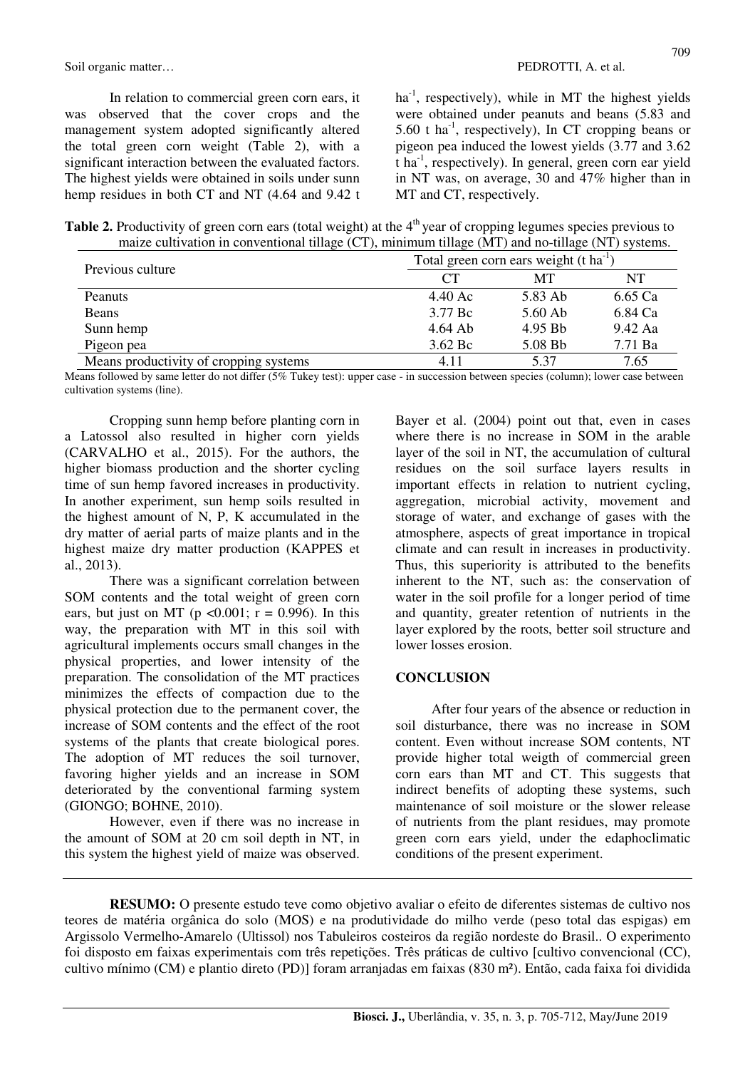In relation to commercial green corn ears, it was observed that the cover crops and the management system adopted significantly altered the total green corn weight (Table 2), with a significant interaction between the evaluated factors. The highest yields were obtained in soils under sunn hemp residues in both CT and NT (4.64 and 9.42 t ha$^{-1}$, respectively), while in MT the highest yields were obtained under peanuts and beans (5.83 and 5.60 t ha$^{-1}$, respectively), In CT cropping beans or pigeon pea induced the lowest yields (3.77 and 3.62 t ha$^{-1}$, respectively). In general, green corn ear yield in NT was, on average, 30 and 47% higher than in MT and CT, respectively.

**Table 2.** Productivity of green corn ears (total weight) at the 4$^{th}$ year of cropping legumes species previous to maize cultivation in conventional tillage (CT), minimum tillage (MT) and no-tillage (NT) systems.

| Previous culture | Total green corn ears weight (t ha$^{-1}$) | | |
|---|---|---|---|
| | CT | MT | NT |
| Peanuts | 4.40 Ac | 5.83 Ab | 6.65 Ca |
| Beans | 3.77 Bc | 5.60 Ab | 6.84 Ca |
| Sunn hemp | 4.64 Ab | 4.95 Bb | 9.42 Aa |
| Pigeon pea | 3.62 Bc | 5.08 Bb | 7.71 Ba |
| Means productivity of cropping systems | 4.11 | 5.37 | 7.65 |

Means followed by same letter do not differ (5% Tukey test): upper case - in succession between species (column); lower case between cultivation systems (line).

Cropping sunn hemp before planting corn in a Latossol also resulted in higher corn yields (CARVALHO et al., 2015). For the authors, the higher biomass production and the shorter cycling time of sun hemp favored increases in productivity. In another experiment, sun hemp soils resulted in the highest amount of N, P, K accumulated in the dry matter of aerial parts of maize plants and in the highest maize dry matter production (KAPPES et al., 2013).

There was a significant correlation between SOM contents and the total weight of green corn ears, but just on MT ($p < 0.001$; $r = 0.996$). In this way, the preparation with MT in this soil with agricultural implements occurs small changes in the physical properties, and lower intensity of the preparation. The consolidation of the MT practices minimizes the effects of compaction due to the physical protection due to the permanent cover, the increase of SOM contents and the effect of the root systems of the plants that create biological pores. The adoption of MT reduces the soil turnover, favoring higher yields and an increase in SOM deteriorated by the conventional farming system (GIONGO; BOHNE, 2010).

However, even if there was no increase in the amount of SOM at 20 cm soil depth in NT, in this system the highest yield of maize was observed. Bayer et al. (2004) point out that, even in cases where there is no increase in SOM in the arable layer of the soil in NT, the accumulation of cultural residues on the soil surface layers results in important effects in relation to nutrient cycling, aggregation, microbial activity, movement and storage of water, and exchange of gases with the atmosphere, aspects of great importance in tropical climate and can result in increases in productivity. Thus, this superiority is attributed to the benefits inherent to the NT, such as: the conservation of water in the soil profile for a longer period of time and quantity, greater retention of nutrients in the layer explored by the roots, better soil structure and lower losses erosion.

## CONCLUSION

After four years of the absence or reduction in soil disturbance, there was no increase in SOM content. Even without increase SOM contents, NT provide higher total weigth of commercial green corn ears than MT and CT. This suggests that indirect benefits of adopting these systems, such maintenance of soil moisture or the slower release of nutrients from the plant residues, may promote green corn ears yield, under the edaphoclimatic conditions of the present experiment.

**RESUMO:** O presente estudo teve como objetivo avaliar o efeito de diferentes sistemas de cultivo nos teores de matéria orgânica do solo (MOS) e na produtividade do milho verde (peso total das espigas) em Argissolo Vermelho-Amarelo (Ultissol) nos Tabuleiros costeiros da região nordeste do Brasil.. O experimento foi disposto em faixas experimentais com três repetições. Três práticas de cultivo [cultivo convencional (CC), cultivo mínimo (CM) e plantio direto (PD)] foram arranjadas em faixas (830 m²). Então, cada faixa foi dividida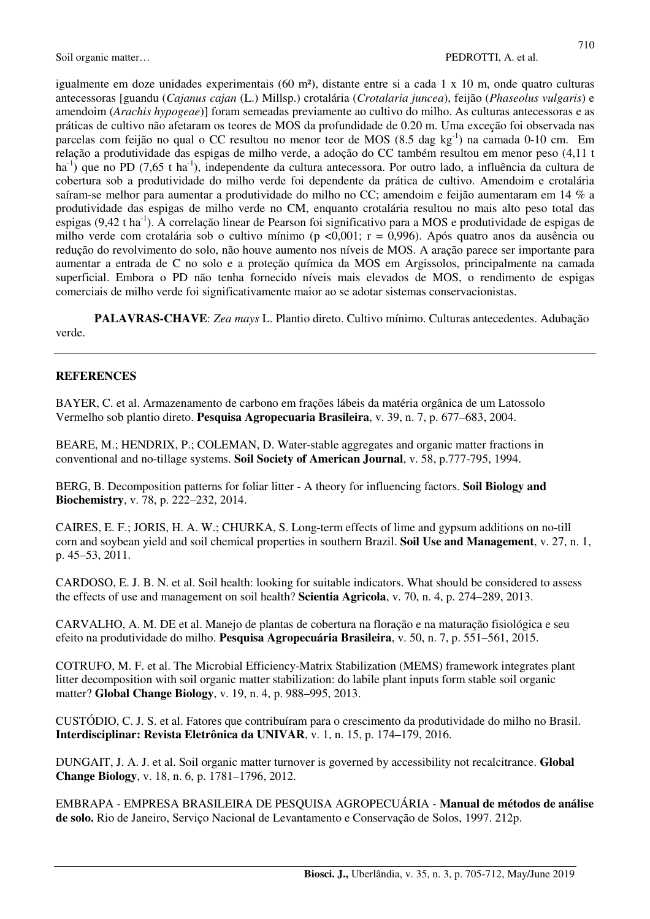igualmente em doze unidades experimentais (60 m²), distante entre si a cada 1 x 10 m, onde quatro culturas antecessoras [guandu (*Cajanus cajan* (L.) Millsp.) crotalária (*Crotalaria juncea*), feijão (*Phaseolus vulgaris*) e amendoim (*Arachis hypogeae*)] foram semeadas previamente ao cultivo do milho. As culturas antecessoras e as práticas de cultivo não afetaram os teores de MOS da profundidade de 0.20 m. Uma exceção foi observada nas parcelas com feijão no qual o CC resultou no menor teor de MOS (8.5 dag kg$^{-1}$) na camada 0-10 cm. Em relação a produtividade das espigas de milho verde, a adoção do CC também resultou em menor peso (4,11 t ha$^{-1}$) que no PD (7,65 t ha$^{-1}$), independente da cultura antecessora. Por outro lado, a influência da cultura de cobertura sob a produtividade do milho verde foi dependente da prática de cultivo. Amendoim e crotalária saíram-se melhor para aumentar a produtividade do milho no CC; amendoim e feijão aumentaram em 14 % a produtividade das espigas de milho verde no CM, enquanto crotalária resultou no mais alto peso total das espigas (9,42 t ha$^{-1}$). A correlação linear de Pearson foi significativo para a MOS e produtividade de espigas de milho verde com crotalária sob o cultivo mínimo ($p < 0{,}001$; $r = 0{,}996$). Após quatro anos da ausência ou redução do revolvimento do solo, não houve aumento nos níveis de MOS. A aração parece ser importante para aumentar a entrada de C no solo e a proteção química da MOS em Argissolos, principalmente na camada superficial. Embora o PD não tenha fornecido níveis mais elevados de MOS, o rendimento de espigas comerciais de milho verde foi significativamente maior ao se adotar sistemas conservacionistas.

**PALAVRAS-CHAVE**: *Zea mays* L. Plantio direto. Cultivo mínimo. Culturas antecedentes. Adubação verde.

## REFERENCES

BAYER, C. et al. Armazenamento de carbono em frações lábeis da matéria orgânica de um Latossolo Vermelho sob plantio direto. **Pesquisa Agropecuaria Brasileira**, v. 39, n. 7, p. 677–683, 2004.

BEARE, M.; HENDRIX, P.; COLEMAN, D. Water-stable aggregates and organic matter fractions in conventional and no-tillage systems. **Soil Society of American Journal**, v. 58, p.777-795, 1994.

BERG, B. Decomposition patterns for foliar litter - A theory for influencing factors. **Soil Biology and Biochemistry**, v. 78, p. 222–232, 2014.

CAIRES, E. F.; JORIS, H. A. W.; CHURKA, S. Long-term effects of lime and gypsum additions on no-till corn and soybean yield and soil chemical properties in southern Brazil. **Soil Use and Management**, v. 27, n. 1, p. 45–53, 2011.

CARDOSO, E. J. B. N. et al. Soil health: looking for suitable indicators. What should be considered to assess the effects of use and management on soil health? **Scientia Agricola**, v. 70, n. 4, p. 274–289, 2013.

CARVALHO, A. M. DE et al. Manejo de plantas de cobertura na floração e na maturação fisiológica e seu efeito na produtividade do milho. **Pesquisa Agropecuária Brasileira**, v. 50, n. 7, p. 551–561, 2015.

COTRUFO, M. F. et al. The Microbial Efficiency-Matrix Stabilization (MEMS) framework integrates plant litter decomposition with soil organic matter stabilization: do labile plant inputs form stable soil organic matter? **Global Change Biology**, v. 19, n. 4, p. 988–995, 2013.

CUSTÓDIO, C. J. S. et al. Fatores que contribuíram para o crescimento da produtividade do milho no Brasil. **Interdisciplinar: Revista Eletrônica da UNIVAR**, v. 1, n. 15, p. 174–179, 2016.

DUNGAIT, J. A. J. et al. Soil organic matter turnover is governed by accessibility not recalcitrance. **Global Change Biology**, v. 18, n. 6, p. 1781–1796, 2012.

EMBRAPA - EMPRESA BRASILEIRA DE PESQUISA AGROPECUÁRIA - **Manual de métodos de análise de solo.** Rio de Janeiro, Serviço Nacional de Levantamento e Conservação de Solos, 1997. 212p.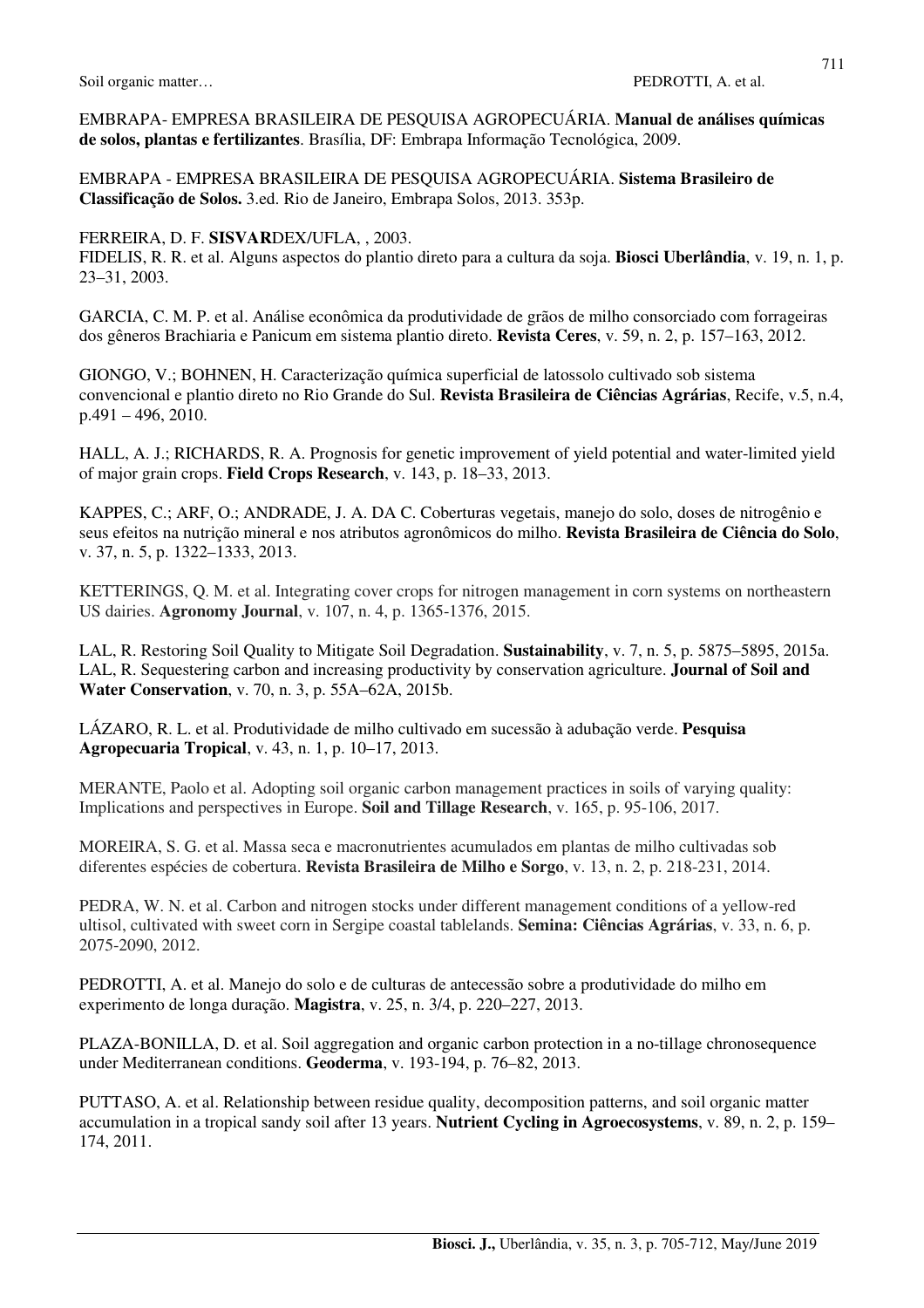EMBRAPA- EMPRESA BRASILEIRA DE PESQUISA AGROPECUÁRIA. **Manual de análises químicas de solos, plantas e fertilizantes**. Brasília, DF: Embrapa Informação Tecnológica, 2009.

EMBRAPA - EMPRESA BRASILEIRA DE PESQUISA AGROPECUÁRIA. **Sistema Brasileiro de Classificação de Solos.** 3.ed. Rio de Janeiro, Embrapa Solos, 2013. 353p.

FERREIRA, D. F. **SISVAR**DEX/UFLA, , 2003.

FIDELIS, R. R. et al. Alguns aspectos do plantio direto para a cultura da soja. **Biosci Uberlândia**, v. 19, n. 1, p. 23–31, 2003.

GARCIA, C. M. P. et al. Análise econômica da produtividade de grãos de milho consorciado com forrageiras dos gêneros Brachiaria e Panicum em sistema plantio direto. **Revista Ceres**, v. 59, n. 2, p. 157–163, 2012.

GIONGO, V.; BOHNEN, H. Caracterização química superficial de latossolo cultivado sob sistema convencional e plantio direto no Rio Grande do Sul. **Revista Brasileira de Ciências Agrárias**, Recife, v.5, n.4, p.491 – 496, 2010.

HALL, A. J.; RICHARDS, R. A. Prognosis for genetic improvement of yield potential and water-limited yield of major grain crops. **Field Crops Research**, v. 143, p. 18–33, 2013.

KAPPES, C.; ARF, O.; ANDRADE, J. A. DA C. Coberturas vegetais, manejo do solo, doses de nitrogênio e seus efeitos na nutrição mineral e nos atributos agronômicos do milho. **Revista Brasileira de Ciência do Solo**, v. 37, n. 5, p. 1322–1333, 2013.

KETTERINGS, Q. M. et al. Integrating cover crops for nitrogen management in corn systems on northeastern US dairies. **Agronomy Journal**, v. 107, n. 4, p. 1365-1376, 2015.

LAL, R. Restoring Soil Quality to Mitigate Soil Degradation. **Sustainability**, v. 7, n. 5, p. 5875–5895, 2015a.

LAL, R. Sequestering carbon and increasing productivity by conservation agriculture. **Journal of Soil and Water Conservation**, v. 70, n. 3, p. 55A–62A, 2015b.

LÁZARO, R. L. et al. Produtividade de milho cultivado em sucessão à adubação verde. **Pesquisa Agropecuaria Tropical**, v. 43, n. 1, p. 10–17, 2013.

MERANTE, Paolo et al. Adopting soil organic carbon management practices in soils of varying quality: Implications and perspectives in Europe. **Soil and Tillage Research**, v. 165, p. 95-106, 2017.

MOREIRA, S. G. et al. Massa seca e macronutrientes acumulados em plantas de milho cultivadas sob diferentes espécies de cobertura. **Revista Brasileira de Milho e Sorgo**, v. 13, n. 2, p. 218-231, 2014.

PEDRA, W. N. et al. Carbon and nitrogen stocks under different management conditions of a yellow-red ultisol, cultivated with sweet corn in Sergipe coastal tablelands. **Semina: Ciências Agrárias**, v. 33, n. 6, p. 2075-2090, 2012.

PEDROTTI, A. et al. Manejo do solo e de culturas de antecessão sobre a produtividade do milho em experimento de longa duração. **Magistra**, v. 25, n. 3/4, p. 220–227, 2013.

PLAZA-BONILLA, D. et al. Soil aggregation and organic carbon protection in a no-tillage chronosequence under Mediterranean conditions. **Geoderma**, v. 193-194, p. 76–82, 2013.

PUTTASO, A. et al. Relationship between residue quality, decomposition patterns, and soil organic matter accumulation in a tropical sandy soil after 13 years. **Nutrient Cycling in Agroecosystems**, v. 89, n. 2, p. 159–174, 2011.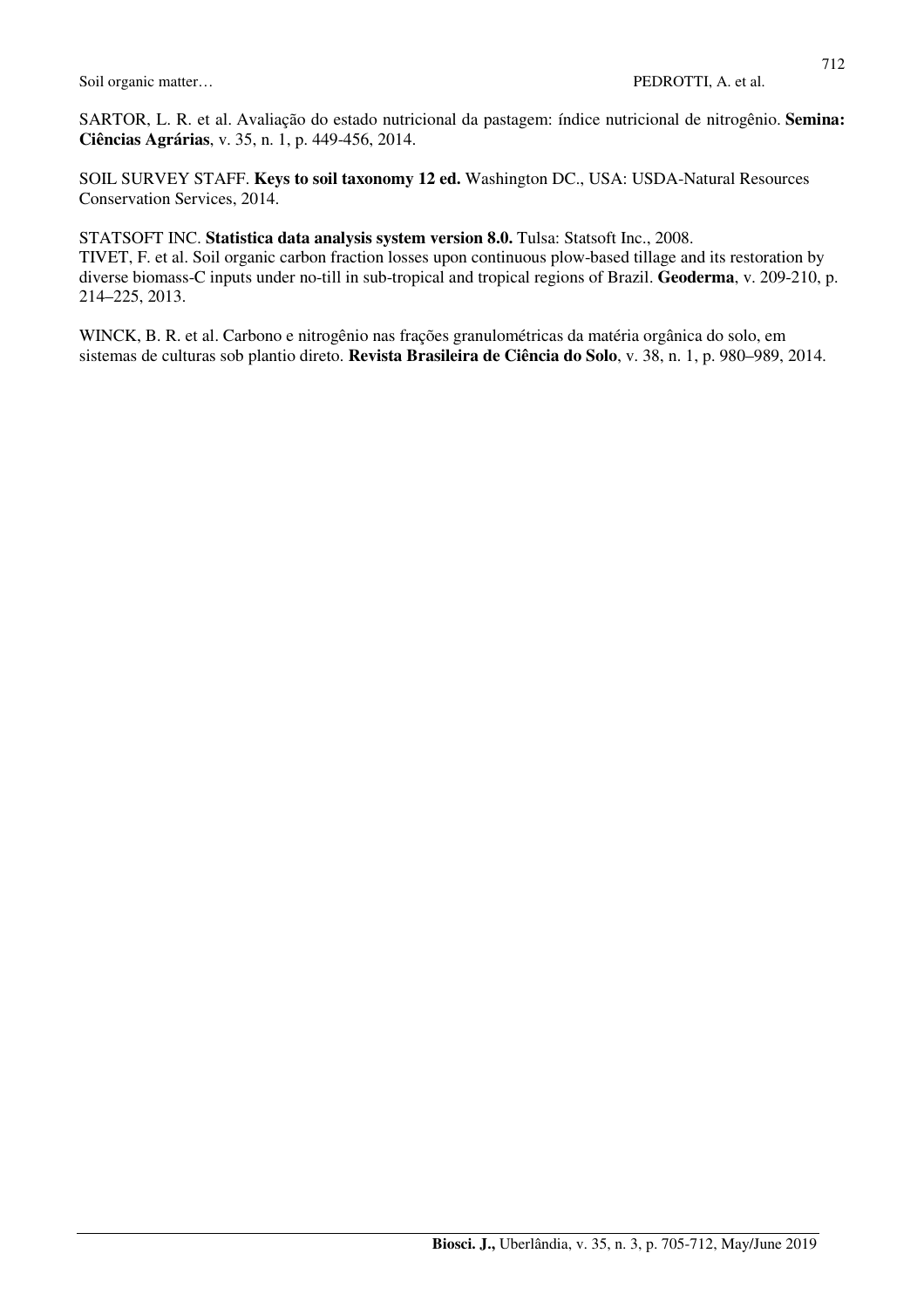SARTOR, L. R. et al. Avaliação do estado nutricional da pastagem: índice nutricional de nitrogênio. **Semina: Ciências Agrárias**, v. 35, n. 1, p. 449-456, 2014.

SOIL SURVEY STAFF. **Keys to soil taxonomy 12 ed.** Washington DC., USA: USDA-Natural Resources Conservation Services, 2014.

STATSOFT INC. **Statistica data analysis system version 8.0.** Tulsa: Statsoft Inc., 2008.

TIVET, F. et al. Soil organic carbon fraction losses upon continuous plow-based tillage and its restoration by diverse biomass-C inputs under no-till in sub-tropical and tropical regions of Brazil. **Geoderma**, v. 209-210, p. 214–225, 2013.

WINCK, B. R. et al. Carbono e nitrogênio nas frações granulométricas da matéria orgânica do solo, em sistemas de culturas sob plantio direto. **Revista Brasileira de Ciência do Solo**, v. 38, n. 1, p. 980–989, 2014.